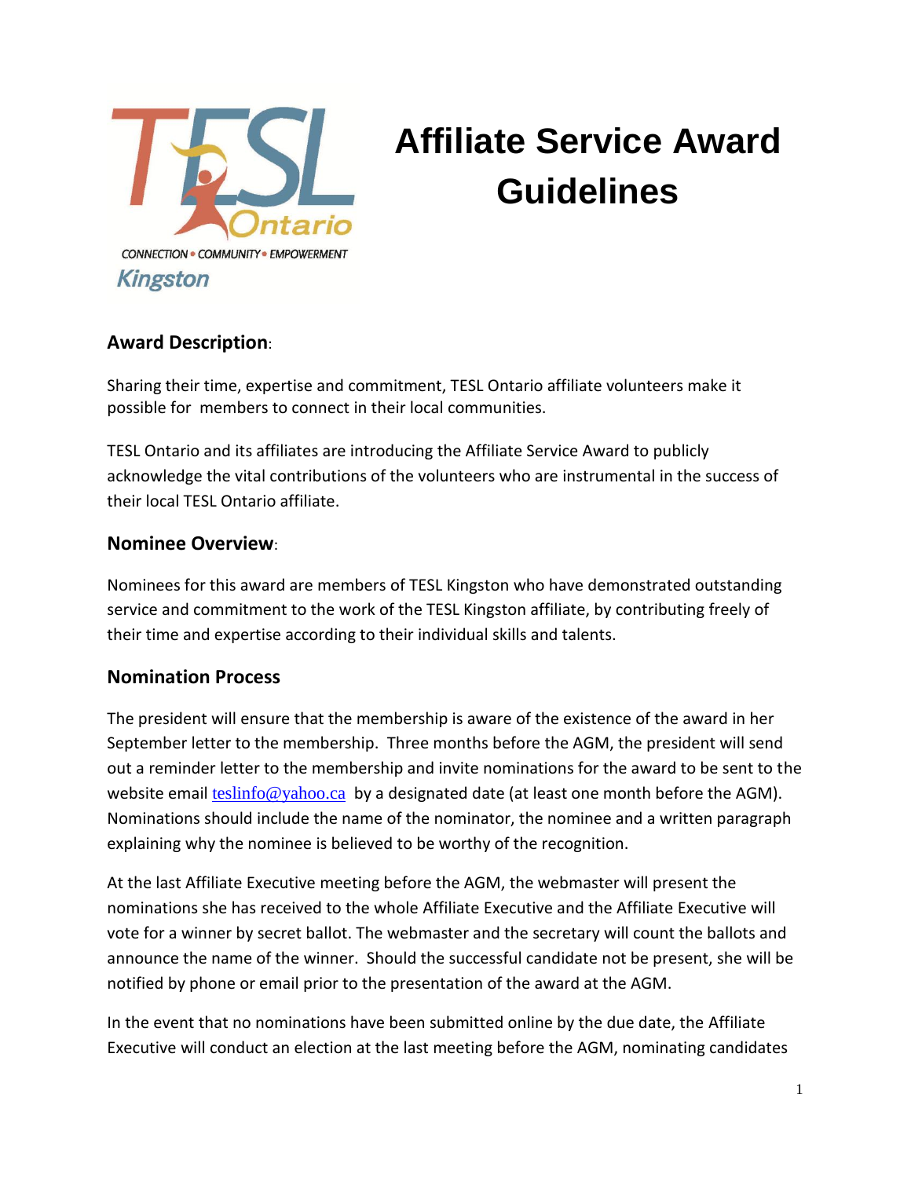TESL Ontario

CONNECTION • COMMUNITY • EMPOWERMENT

Kingston

# Affiliate Service Award Guidelines

## Award Description:

Sharing their time, expertise and commitment, TESL Ontario affiliate volunteers make it possible for members to connect in their local communities.

TESL Ontario and its affiliates are introducing the Affiliate Service Award to publicly acknowledge the vital contributions of the volunteers who are instrumental in the success of their local TESL Ontario affiliate.

## Nominee Overview:

Nominees for this award are members of TESL Kingston who have demonstrated outstanding service and commitment to the work of the TESL Kingston affiliate, by contributing freely of their time and expertise according to their individual skills and talents.

## Nomination Process

The president will ensure that the membership is aware of the existence of the award in her September letter to the membership. Three months before the AGM, the president will send out a reminder letter to the membership and invite nominations for the award to be sent to the website email teslinfo@yahoo.ca by a designated date (at least one month before the AGM). Nominations should include the name of the nominator, the nominee and a written paragraph explaining why the nominee is believed to be worthy of the recognition.

At the last Affiliate Executive meeting before the AGM, the webmaster will present the nominations she has received to the whole Affiliate Executive and the Affiliate Executive will vote for a winner by secret ballot. The webmaster and the secretary will count the ballots and announce the name of the winner. Should the successful candidate not be present, she will be notified by phone or email prior to the presentation of the award at the AGM.

In the event that no nominations have been submitted online by the due date, the Affiliate Executive will conduct an election at the last meeting before the AGM, nominating candidates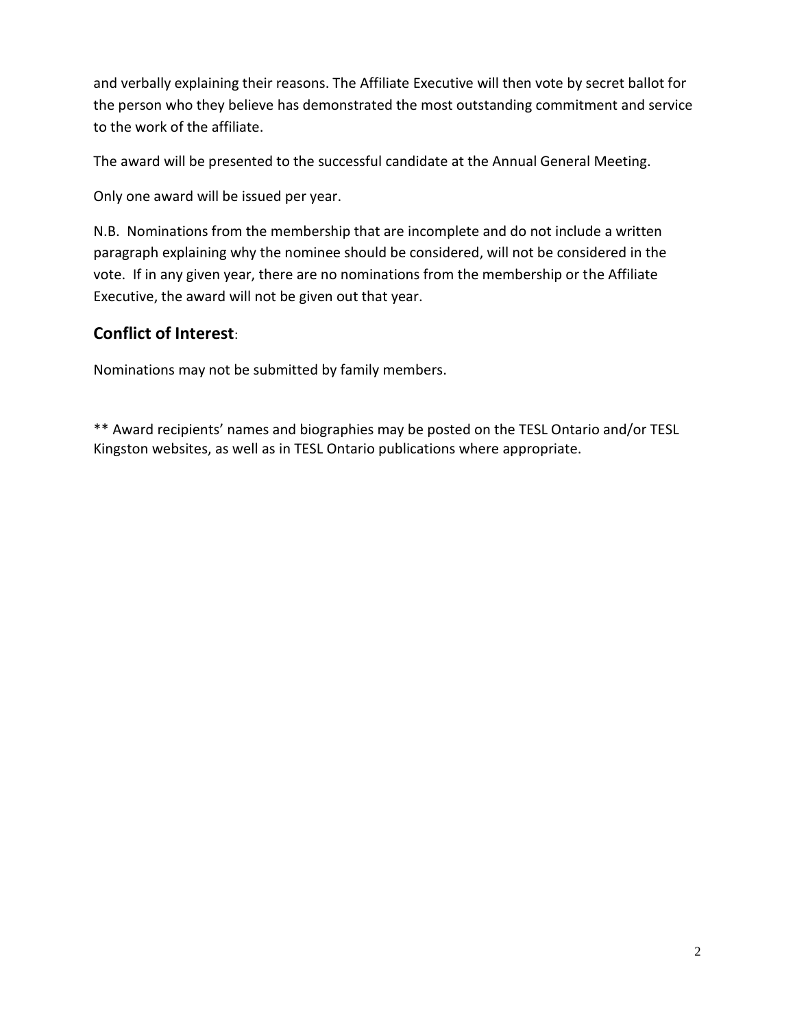and verbally explaining their reasons. The Affiliate Executive will then vote by secret ballot for the person who they believe has demonstrated the most outstanding commitment and service to the work of the affiliate.

The award will be presented to the successful candidate at the Annual General Meeting.

Only one award will be issued per year.

N.B. Nominations from the membership that are incomplete and do not include a written paragraph explaining why the nominee should be considered, will not be considered in the vote. If in any given year, there are no nominations from the membership or the Affiliate Executive, the award will not be given out that year.

## **Conflict of Interest**:

Nominations may not be submitted by family members.

** Award recipients' names and biographies may be posted on the TESL Ontario and/or TESL Kingston websites, as well as in TESL Ontario publications where appropriate.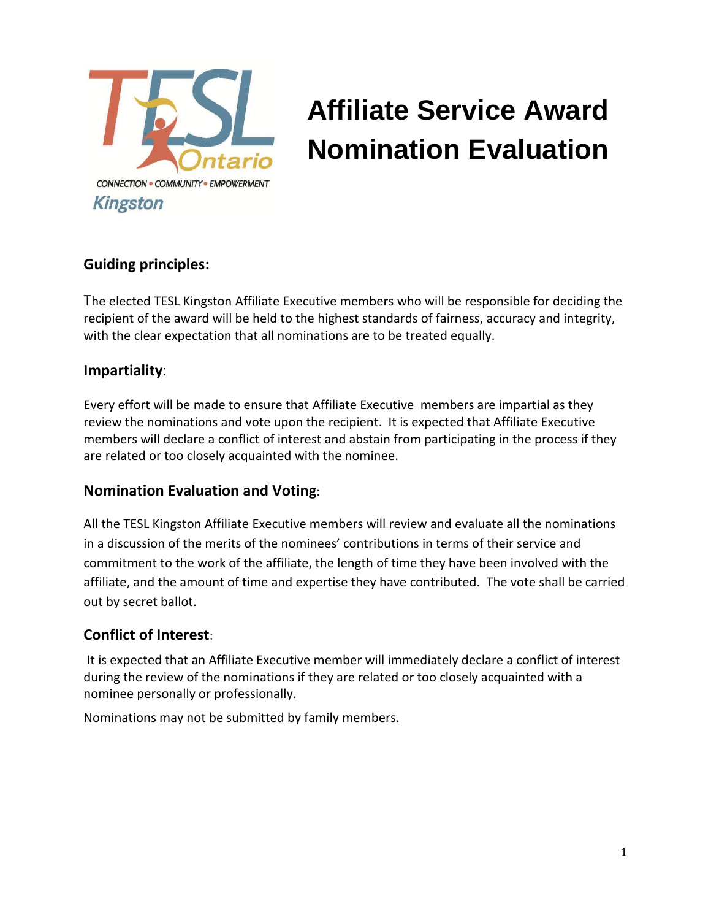# Affiliate Service Award Nomination Evaluation

### Guiding principles:

The elected TESL Kingston Affiliate Executive members who will be responsible for deciding the recipient of the award will be held to the highest standards of fairness, accuracy and integrity, with the clear expectation that all nominations are to be treated equally.

### Impartiality:

Every effort will be made to ensure that Affiliate Executive members are impartial as they review the nominations and vote upon the recipient. It is expected that Affiliate Executive members will declare a conflict of interest and abstain from participating in the process if they are related or too closely acquainted with the nominee.

### Nomination Evaluation and Voting:

All the TESL Kingston Affiliate Executive members will review and evaluate all the nominations in a discussion of the merits of the nominees' contributions in terms of their service and commitment to the work of the affiliate, the length of time they have been involved with the affiliate, and the amount of time and expertise they have contributed. The vote shall be carried out by secret ballot.

### Conflict of Interest:

It is expected that an Affiliate Executive member will immediately declare a conflict of interest during the review of the nominations if they are related or too closely acquainted with a nominee personally or professionally.

Nominations may not be submitted by family members.